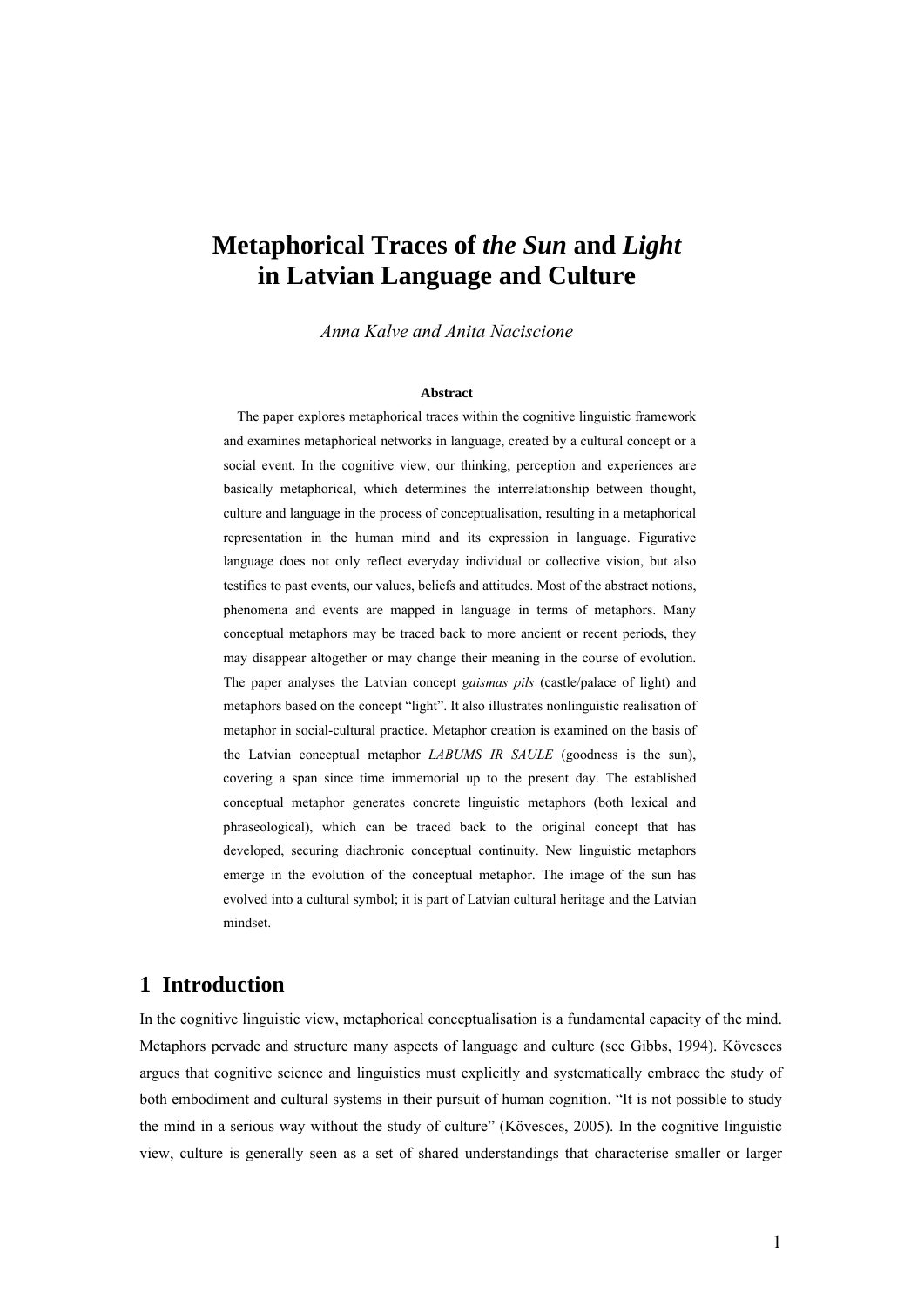# Metaphorical Traces of *the Sun* and *Light* in Latvian Language and Culture

*Anna Kalve and Anita Naciscione*

**Abstract**

The paper explores metaphorical traces within the cognitive linguistic framework and examines metaphorical networks in language, created by a cultural concept or a social event. In the cognitive view, our thinking, perception and experiences are basically metaphorical, which determines the interrelationship between thought, culture and language in the process of conceptualisation, resulting in a metaphorical representation in the human mind and its expression in language. Figurative language does not only reflect everyday individual or collective vision, but also testifies to past events, our values, beliefs and attitudes. Most of the abstract notions, phenomena and events are mapped in language in terms of metaphors. Many conceptual metaphors may be traced back to more ancient or recent periods, they may disappear altogether or may change their meaning in the course of evolution. The paper analyses the Latvian concept *gaismas pils* (castle/palace of light) and metaphors based on the concept "light". It also illustrates nonlinguistic realisation of metaphor in social-cultural practice. Metaphor creation is examined on the basis of the Latvian conceptual metaphor *LABUMS IR SAULE* (goodness is the sun), covering a span since time immemorial up to the present day. The established conceptual metaphor generates concrete linguistic metaphors (both lexical and phraseological), which can be traced back to the original concept that has developed, securing diachronic conceptual continuity. New linguistic metaphors emerge in the evolution of the conceptual metaphor. The image of the sun has evolved into a cultural symbol; it is part of Latvian cultural heritage and the Latvian mindset.

## 1 Introduction

In the cognitive linguistic view, metaphorical conceptualisation is a fundamental capacity of the mind. Metaphors pervade and structure many aspects of language and culture (see Gibbs, 1994). Kövesces argues that cognitive science and linguistics must explicitly and systematically embrace the study of both embodiment and cultural systems in their pursuit of human cognition. "It is not possible to study the mind in a serious way without the study of culture" (Kövesces, 2005). In the cognitive linguistic view, culture is generally seen as a set of shared understandings that characterise smaller or larger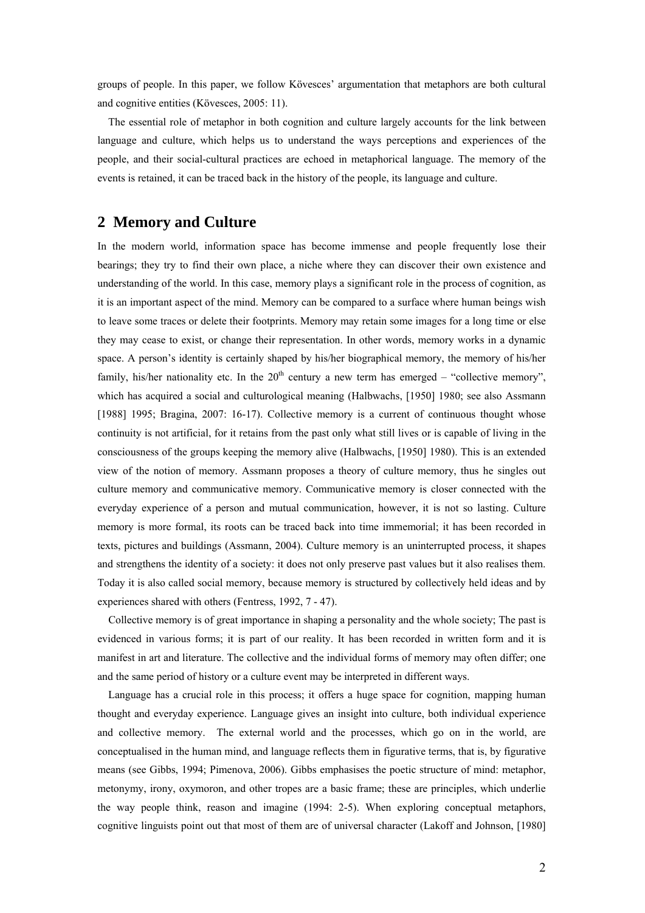groups of people. In this paper, we follow Kövesces' argumentation that metaphors are both cultural and cognitive entities (Kövesces, 2005: 11).

The essential role of metaphor in both cognition and culture largely accounts for the link between language and culture, which helps us to understand the ways perceptions and experiences of the people, and their social-cultural practices are echoed in metaphorical language. The memory of the events is retained, it can be traced back in the history of the people, its language and culture.

## 2 Memory and Culture

In the modern world, information space has become immense and people frequently lose their bearings; they try to find their own place, a niche where they can discover their own existence and understanding of the world. In this case, memory plays a significant role in the process of cognition, as it is an important aspect of the mind. Memory can be compared to a surface where human beings wish to leave some traces or delete their footprints. Memory may retain some images for a long time or else they may cease to exist, or change their representation. In other words, memory works in a dynamic space. A person's identity is certainly shaped by his/her biographical memory, the memory of his/her family, his/her nationality etc. In the 20th century a new term has emerged – "collective memory", which has acquired a social and culturological meaning (Halbwachs, [1950] 1980; see also Assmann [1988] 1995; Bragina, 2007: 16-17). Collective memory is a current of continuous thought whose continuity is not artificial, for it retains from the past only what still lives or is capable of living in the consciousness of the groups keeping the memory alive (Halbwachs, [1950] 1980). This is an extended view of the notion of memory. Assmann proposes a theory of culture memory, thus he singles out culture memory and communicative memory. Communicative memory is closer connected with the everyday experience of a person and mutual communication, however, it is not so lasting. Culture memory is more formal, its roots can be traced back into time immemorial; it has been recorded in texts, pictures and buildings (Assmann, 2004). Culture memory is an uninterrupted process, it shapes and strengthens the identity of a society: it does not only preserve past values but it also realises them. Today it is also called social memory, because memory is structured by collectively held ideas and by experiences shared with others (Fentress, 1992, 7 - 47).

Collective memory is of great importance in shaping a personality and the whole society; The past is evidenced in various forms; it is part of our reality. It has been recorded in written form and it is manifest in art and literature. The collective and the individual forms of memory may often differ; one and the same period of history or a culture event may be interpreted in different ways.

Language has a crucial role in this process; it offers a huge space for cognition, mapping human thought and everyday experience. Language gives an insight into culture, both individual experience and collective memory. The external world and the processes, which go on in the world, are conceptualised in the human mind, and language reflects them in figurative terms, that is, by figurative means (see Gibbs, 1994; Pimenova, 2006). Gibbs emphasises the poetic structure of mind: metaphor, metonymy, irony, oxymoron, and other tropes are a basic frame; these are principles, which underlie the way people think, reason and imagine (1994: 2-5). When exploring conceptual metaphors, cognitive linguists point out that most of them are of universal character (Lakoff and Johnson, [1980]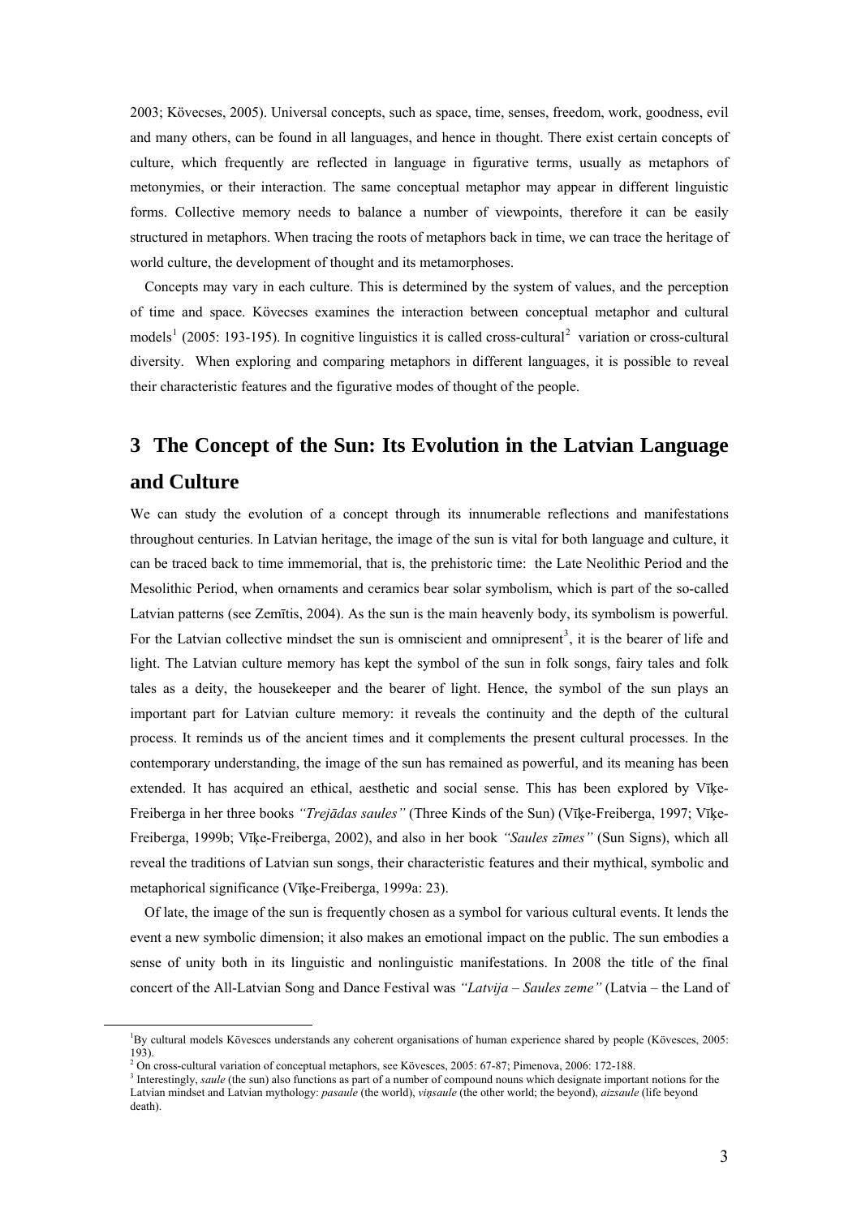2003; Kövecses, 2005). Universal concepts, such as space, time, senses, freedom, work, goodness, evil and many others, can be found in all languages, and hence in thought. There exist certain concepts of culture, which frequently are reflected in language in figurative terms, usually as metaphors of metonymies, or their interaction. The same conceptual metaphor may appear in different linguistic forms. Collective memory needs to balance a number of viewpoints, therefore it can be easily structured in metaphors. When tracing the roots of metaphors back in time, we can trace the heritage of world culture, the development of thought and its metamorphoses.

Concepts may vary in each culture. This is determined by the system of values, and the perception of time and space. Kövecses examines the interaction between conceptual metaphor and cultural models[1] (2005: 193-195). In cognitive linguistics it is called cross-cultural[2] variation or cross-cultural diversity. When exploring and comparing metaphors in different languages, it is possible to reveal their characteristic features and the figurative modes of thought of the people.

# 3 The Concept of the Sun: Its Evolution in the Latvian Language and Culture

We can study the evolution of a concept through its innumerable reflections and manifestations throughout centuries. In Latvian heritage, the image of the sun is vital for both language and culture, it can be traced back to time immemorial, that is, the prehistoric time: the Late Neolithic Period and the Mesolithic Period, when ornaments and ceramics bear solar symbolism, which is part of the so-called Latvian patterns (see Zemītis, 2004). As the sun is the main heavenly body, its symbolism is powerful. For the Latvian collective mindset the sun is omniscient and omnipresent[3], it is the bearer of life and light. The Latvian culture memory has kept the symbol of the sun in folk songs, fairy tales and folk tales as a deity, the housekeeper and the bearer of light. Hence, the symbol of the sun plays an important part for Latvian culture memory: it reveals the continuity and the depth of the cultural process. It reminds us of the ancient times and it complements the present cultural processes. In the contemporary understanding, the image of the sun has remained as powerful, and its meaning has been extended. It has acquired an ethical, aesthetic and social sense. This has been explored by Vīķe-Freiberga in her three books *"Trejādas saules"* (Three Kinds of the Sun) (Vīķe-Freiberga, 1997; Vīķe-Freiberga, 1999b; Vīķe-Freiberga, 2002), and also in her book *"Saules zīmes"* (Sun Signs), which all reveal the traditions of Latvian sun songs, their characteristic features and their mythical, symbolic and metaphorical significance (Vīķe-Freiberga, 1999a: 23).

Of late, the image of the sun is frequently chosen as a symbol for various cultural events. It lends the event a new symbolic dimension; it also makes an emotional impact on the public. The sun embodies a sense of unity both in its linguistic and nonlinguistic manifestations. In 2008 the title of the final concert of the All-Latvian Song and Dance Festival was *"Latvija – Saules zeme"* (Latvia – the Land of

---

[1] By cultural models Kövesces understands any coherent organisations of human experience shared by people (Kövesces, 2005: 193).

[2] On cross-cultural variation of conceptual metaphors, see Kövesces, 2005: 67-87; Pimenova, 2006: 172-188.

[3] Interestingly, *saule* (the sun) also functions as part of a number of compound nouns which designate important notions for the Latvian mindset and Latvian mythology: *pasaule* (the world), *viņsaule* (the other world; the beyond), *aizsaule* (life beyond death).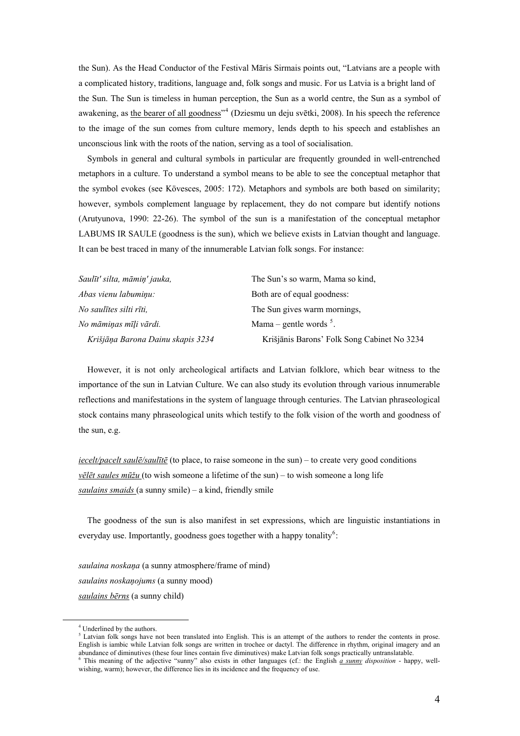the Sun). As the Head Conductor of the Festival Māris Sirmais points out, "Latvians are a people with a complicated history, traditions, language and, folk songs and music. For us Latvia is a bright land of the Sun. The Sun is timeless in human perception, the Sun as a world centre, the Sun as a symbol of awakening, as <u>the bearer of all goodness</u>"[4] (Dziesmu un deju svētki, 2008). In his speech the reference to the image of the sun comes from culture memory, lends depth to his speech and establishes an unconscious link with the roots of the nation, serving as a tool of socialisation.

Symbols in general and cultural symbols in particular are frequently grounded in well-entrenched metaphors in a culture. To understand a symbol means to be able to see the conceptual metaphor that the symbol evokes (see Kövesces, 2005: 172). Metaphors and symbols are both based on similarity; however, symbols complement language by replacement, they do not compare but identify notions (Arutyunova, 1990: 22-26). The symbol of the sun is a manifestation of the conceptual metaphor LABUMS IR SAULE (goodness is the sun), which we believe exists in Latvian thought and language. It can be best traced in many of the innumerable Latvian folk songs. For instance:

| | |
|---|---|
| *Saulīt' silta, māmiņ' jauka,* | The Sun's so warm, Mama so kind, |
| *Abas vienu labumiņu:* | Both are of equal goodness: |
| *No saulītes silti rīti,* | The Sun gives warm mornings, |
| *No māmiņas mīļi vārdi.* | Mama – gentle words [5]. |
| *Krišjāņa Barona Dainu skapis 3234* | Krišjānis Barons' Folk Song Cabinet No 3234 |

However, it is not only archeological artifacts and Latvian folklore, which bear witness to the importance of the sun in Latvian Culture. We can also study its evolution through various innumerable reflections and manifestations in the system of language through centuries. The Latvian phraseological stock contains many phraseological units which testify to the folk vision of the worth and goodness of the sun, e.g.

<u>*iecelt/pacelt saulē/saulītē*</u> (to place, to raise someone in the sun) – to create very good conditions
<u>*vēlēt saules mūžu*</u> (to wish someone a lifetime of the sun) – to wish someone a long life
<u>*saulains smaids*</u> (a sunny smile) – a kind, friendly smile

The goodness of the sun is also manifest in set expressions, which are linguistic instantiations in everyday use. Importantly, goodness goes together with a happy tonality[6]:

*saulaina noskaņa* (a sunny atmosphere/frame of mind)
*saulains noskaņojums* (a sunny mood)
<u>*saulains bērns*</u> (a sunny child)

---

[4] Underlined by the authors.

[5] Latvian folk songs have not been translated into English. This is an attempt of the authors to render the contents in prose. English is iambic while Latvian folk songs are written in trochee or dactyl. The difference in rhythm, original imagery and an abundance of diminutives (these four lines contain five diminutives) make Latvian folk songs practically untranslatable.

[6] This meaning of the adjective "sunny" also exists in other languages (cf.: the English <u>*a sunny*</u> *disposition* - happy, well-wishing, warm); however, the difference lies in its incidence and the frequency of use.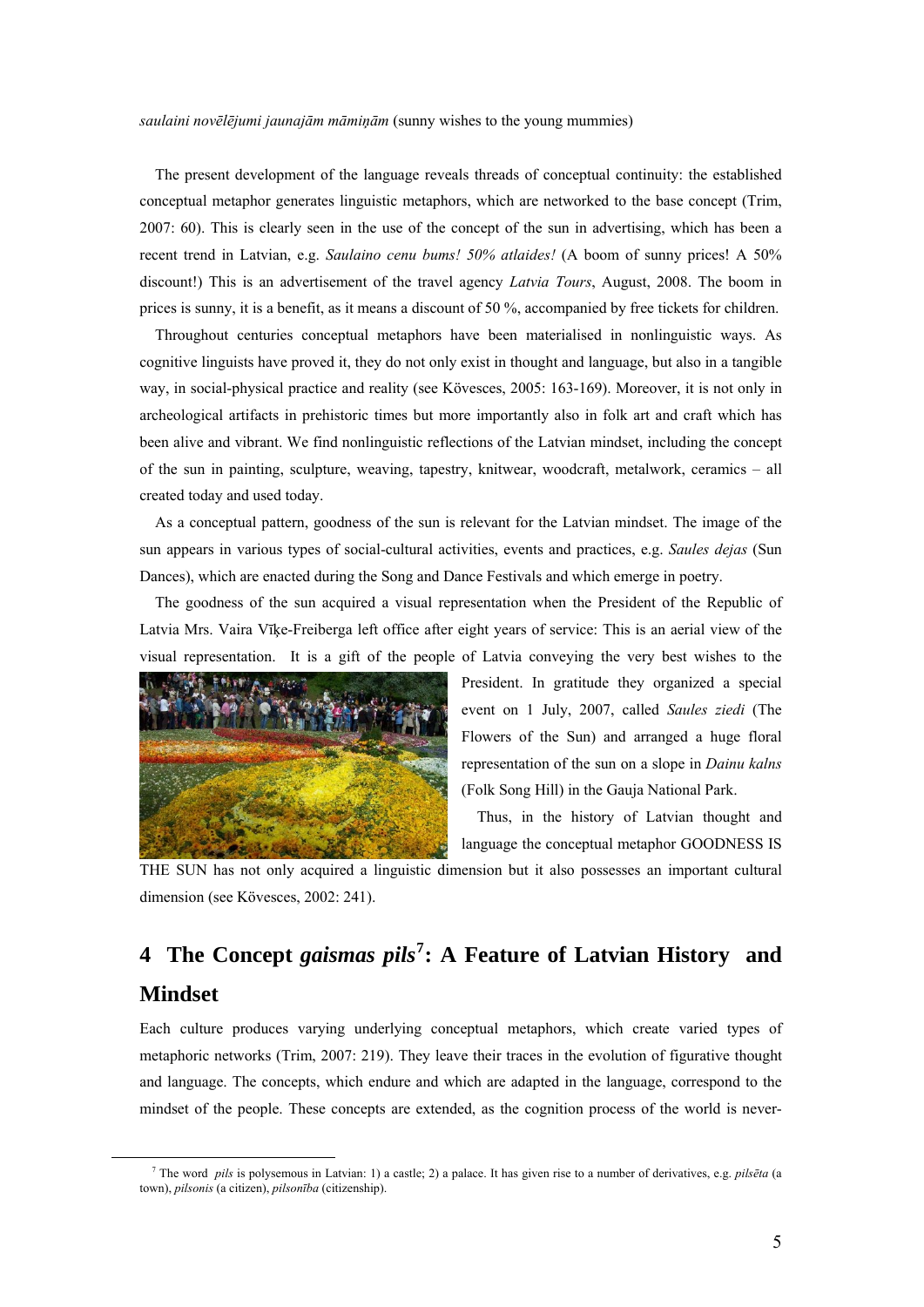*saulaini novēlējumi jaunajām māmiņām* (sunny wishes to the young mummies)

The present development of the language reveals threads of conceptual continuity: the established conceptual metaphor generates linguistic metaphors, which are networked to the base concept (Trim, 2007: 60). This is clearly seen in the use of the concept of the sun in advertising, which has been a recent trend in Latvian, e.g. *Saulaino cenu bums! 50% atlaides!* (A boom of sunny prices! A 50% discount!) This is an advertisement of the travel agency *Latvia Tours*, August, 2008. The boom in prices is sunny, it is a benefit, as it means a discount of 50 %, accompanied by free tickets for children.

Throughout centuries conceptual metaphors have been materialised in nonlinguistic ways. As cognitive linguists have proved it, they do not only exist in thought and language, but also in a tangible way, in social-physical practice and reality (see Kövesces, 2005: 163-169). Moreover, it is not only in archeological artifacts in prehistoric times but more importantly also in folk art and craft which has been alive and vibrant. We find nonlinguistic reflections of the Latvian mindset, including the concept of the sun in painting, sculpture, weaving, tapestry, knitwear, woodcraft, metalwork, ceramics – all created today and used today.

As a conceptual pattern, goodness of the sun is relevant for the Latvian mindset. The image of the sun appears in various types of social-cultural activities, events and practices, e.g. *Saules dejas* (Sun Dances), which are enacted during the Song and Dance Festivals and which emerge in poetry.

The goodness of the sun acquired a visual representation when the President of the Republic of Latvia Mrs. Vaira Vīķe-Freiberga left office after eight years of service: This is an aerial view of the visual representation. It is a gift of the people of Latvia conveying the very best wishes to the President. In gratitude they organized a special event on 1 July, 2007, called *Saules ziedi* (The Flowers of the Sun) and arranged a huge floral representation of the sun on a slope in *Dainu kalns* (Folk Song Hill) in the Gauja National Park.

Thus, in the history of Latvian thought and language the conceptual metaphor GOODNESS IS THE SUN has not only acquired a linguistic dimension but it also possesses an important cultural dimension (see Kövesces, 2002: 241).

## 4 The Concept *gaismas pils*[7]: A Feature of Latvian History and Mindset

Each culture produces varying underlying conceptual metaphors, which create varied types of metaphoric networks (Trim, 2007: 219). They leave their traces in the evolution of figurative thought and language. The concepts, which endure and which are adapted in the language, correspond to the mindset of the people. These concepts are extended, as the cognition process of the world is never-

---

[7] The word *pils* is polysemous in Latvian: 1) a castle; 2) a palace. It has given rise to a number of derivatives, e.g. *pilsēta* (a town), *pilsonis* (a citizen), *pilsonība* (citizenship).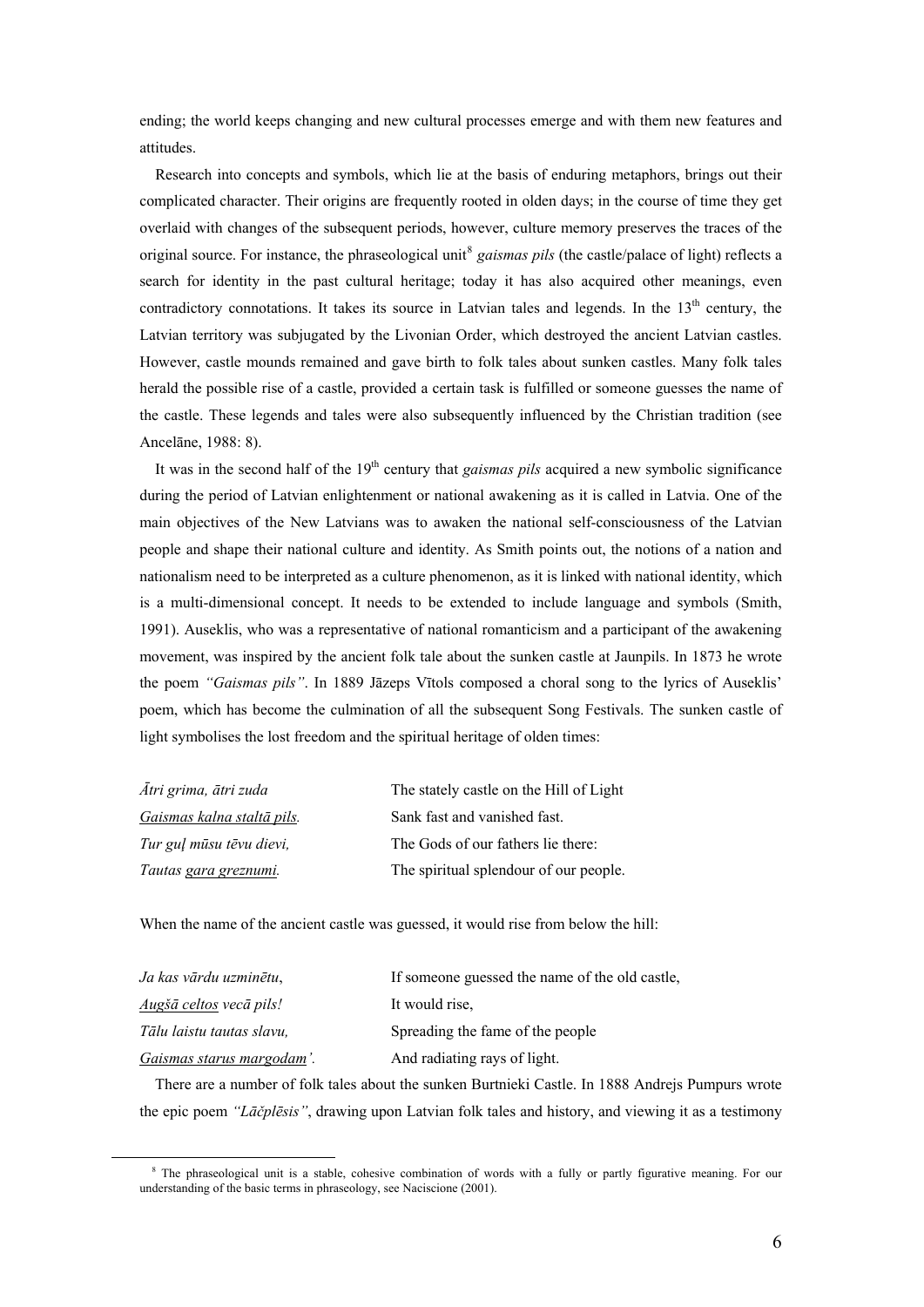ending; the world keeps changing and new cultural processes emerge and with them new features and attitudes.

Research into concepts and symbols, which lie at the basis of enduring metaphors, brings out their complicated character. Their origins are frequently rooted in olden days; in the course of time they get overlaid with changes of the subsequent periods, however, culture memory preserves the traces of the original source. For instance, the phraseological unit[8] *gaismas pils* (the castle/palace of light) reflects a search for identity in the past cultural heritage; today it has also acquired other meanings, even contradictory connotations. It takes its source in Latvian tales and legends. In the 13th century, the Latvian territory was subjugated by the Livonian Order, which destroyed the ancient Latvian castles. However, castle mounds remained and gave birth to folk tales about sunken castles. Many folk tales herald the possible rise of a castle, provided a certain task is fulfilled or someone guesses the name of the castle. These legends and tales were also subsequently influenced by the Christian tradition (see Ancelāne, 1988: 8).

It was in the second half of the 19th century that *gaismas pils* acquired a new symbolic significance during the period of Latvian enlightenment or national awakening as it is called in Latvia. One of the main objectives of the New Latvians was to awaken the national self-consciousness of the Latvian people and shape their national culture and identity. As Smith points out, the notions of a nation and nationalism need to be interpreted as a culture phenomenon, as it is linked with national identity, which is a multi-dimensional concept. It needs to be extended to include language and symbols (Smith, 1991). Auseklis, who was a representative of national romanticism and a participant of the awakening movement, was inspired by the ancient folk tale about the sunken castle at Jaunpils. In 1873 he wrote the poem *"Gaismas pils"*. In 1889 Jāzeps Vītols composed a choral song to the lyrics of Auseklis' poem, which has become the culmination of all the subsequent Song Festivals. The sunken castle of light symbolises the lost freedom and the spiritual heritage of olden times:

| | |
|---|---|
| *Ātri grima, ātri zuda* | The stately castle on the Hill of Light |
| *Gaismas kalna staltā pils.* | Sank fast and vanished fast. |
| *Tur guļ mūsu tēvu dievi,* | The Gods of our fathers lie there: |
| *Tautas gara greznumi.* | The spiritual splendour of our people. |

When the name of the ancient castle was guessed, it would rise from below the hill:

| | |
|---|---|
| *Ja kas vārdu uzminētu,* | If someone guessed the name of the old castle, |
| *Augšā celtos vecā pils!* | It would rise, |
| *Tālu laistu tautas slavu,* | Spreading the fame of the people |
| *Gaismas starus margodam'.* | And radiating rays of light. |

There are a number of folk tales about the sunken Burtnieki Castle. In 1888 Andrejs Pumpurs wrote the epic poem *"Lāčplēsis"*, drawing upon Latvian folk tales and history, and viewing it as a testimony

[8] The phraseological unit is a stable, cohesive combination of words with a fully or partly figurative meaning. For our understanding of the basic terms in phraseology, see Naciscione (2001).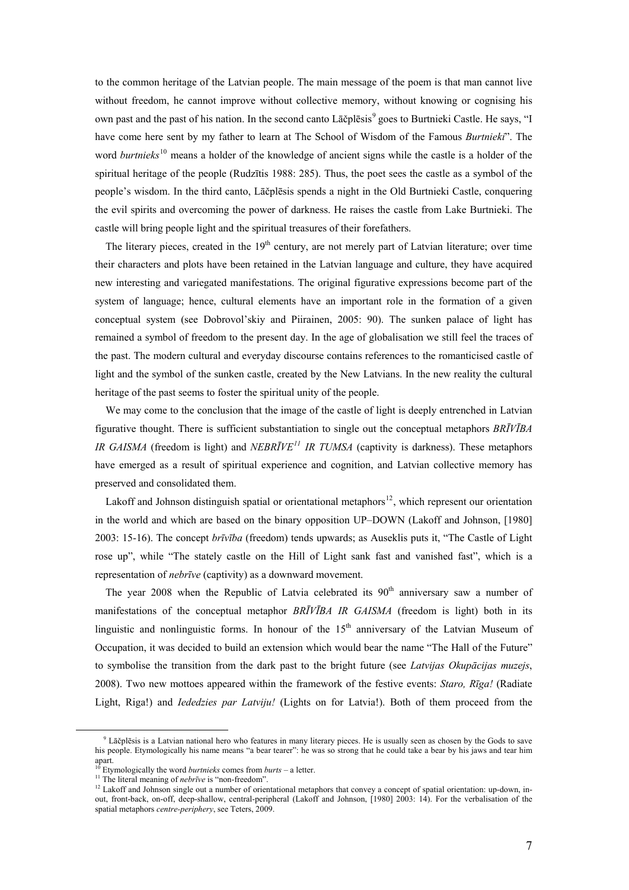to the common heritage of the Latvian people. The main message of the poem is that man cannot live without freedom, he cannot improve without collective memory, without knowing or cognising his own past and the past of his nation. In the second canto Lāčplēsis[9] goes to Burtnieki Castle. He says, "I have come here sent by my father to learn at The School of Wisdom of the Famous *Burtnieki*". The word *burtnieks*[10] means a holder of the knowledge of ancient signs while the castle is a holder of the spiritual heritage of the people (Rudzītis 1988: 285). Thus, the poet sees the castle as a symbol of the people's wisdom. In the third canto, Lāčplēsis spends a night in the Old Burtnieki Castle, conquering the evil spirits and overcoming the power of darkness. He raises the castle from Lake Burtnieki. The castle will bring people light and the spiritual treasures of their forefathers.

The literary pieces, created in the 19th century, are not merely part of Latvian literature; over time their characters and plots have been retained in the Latvian language and culture, they have acquired new interesting and variegated manifestations. The original figurative expressions become part of the system of language; hence, cultural elements have an important role in the formation of a given conceptual system (see Dobrovol'skiy and Piirainen, 2005: 90). The sunken palace of light has remained a symbol of freedom to the present day. In the age of globalisation we still feel the traces of the past. The modern cultural and everyday discourse contains references to the romanticised castle of light and the symbol of the sunken castle, created by the New Latvians. In the new reality the cultural heritage of the past seems to foster the spiritual unity of the people.

We may come to the conclusion that the image of the castle of light is deeply entrenched in Latvian figurative thought. There is sufficient substantiation to single out the conceptual metaphors *BRĪVĪBA IR GAISMA* (freedom is light) and *NEBRĪVE*[11] *IR TUMSA* (captivity is darkness). These metaphors have emerged as a result of spiritual experience and cognition, and Latvian collective memory has preserved and consolidated them.

Lakoff and Johnson distinguish spatial or orientational metaphors[12], which represent our orientation in the world and which are based on the binary opposition UP–DOWN (Lakoff and Johnson, [1980] 2003: 15-16). The concept *brīvība* (freedom) tends upwards; as Auseklis puts it, "The Castle of Light rose up", while "The stately castle on the Hill of Light sank fast and vanished fast", which is a representation of *nebrīve* (captivity) as a downward movement.

The year 2008 when the Republic of Latvia celebrated its 90th anniversary saw a number of manifestations of the conceptual metaphor *BRĪVĪBA IR GAISMA* (freedom is light) both in its linguistic and nonlinguistic forms. In honour of the 15th anniversary of the Latvian Museum of Occupation, it was decided to build an extension which would bear the name "The Hall of the Future" to symbolise the transition from the dark past to the bright future (see *Latvijas Okupācijas muzejs*, 2008). Two new mottoes appeared within the framework of the festive events: *Staro, Rīga!* (Radiate Light, Riga!) and *Iededzies par Latviju!* (Lights on for Latvia!). Both of them proceed from the

---

[9] Lāčplēsis is a Latvian national hero who features in many literary pieces. He is usually seen as chosen by the Gods to save his people. Etymologically his name means "a bear tearer": he was so strong that he could take a bear by his jaws and tear him apart.

[10] Etymologically the word *burtnieks* comes from *burts* – a letter.

[11] The literal meaning of *nebrīve* is "non-freedom".

[12] Lakoff and Johnson single out a number of orientational metaphors that convey a concept of spatial orientation: up-down, in-out, front-back, on-off, deep-shallow, central-peripheral (Lakoff and Johnson, [1980] 2003: 14). For the verbalisation of the spatial metaphors *centre-periphery*, see Teters, 2009.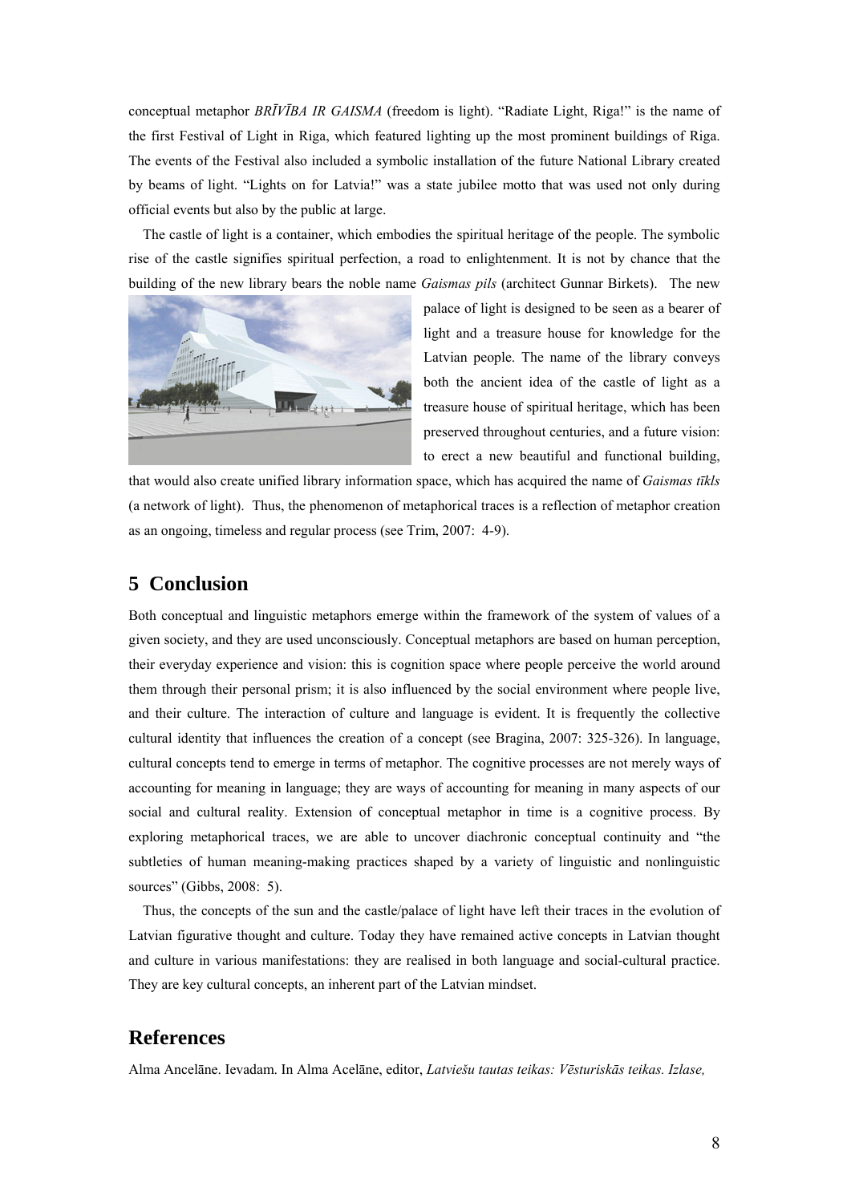conceptual metaphor *BRĪVĪBA IR GAISMA* (freedom is light). "Radiate Light, Riga!" is the name of the first Festival of Light in Riga, which featured lighting up the most prominent buildings of Riga. The events of the Festival also included a symbolic installation of the future National Library created by beams of light. "Lights on for Latvia!" was a state jubilee motto that was used not only during official events but also by the public at large.

The castle of light is a container, which embodies the spiritual heritage of the people. The symbolic rise of the castle signifies spiritual perfection, a road to enlightenment. It is not by chance that the building of the new library bears the noble name *Gaismas pils* (architect Gunnar Birkets). The new palace of light is designed to be seen as a bearer of light and a treasure house for knowledge for the Latvian people. The name of the library conveys both the ancient idea of the castle of light as a treasure house of spiritual heritage, which has been preserved throughout centuries, and a future vision: to erect a new beautiful and functional building, that would also create unified library information space, which has acquired the name of *Gaismas tīkls* (a network of light). Thus, the phenomenon of metaphorical traces is a reflection of metaphor creation as an ongoing, timeless and regular process (see Trim, 2007: 4-9).

## 5 Conclusion

Both conceptual and linguistic metaphors emerge within the framework of the system of values of a given society, and they are used unconsciously. Conceptual metaphors are based on human perception, their everyday experience and vision: this is cognition space where people perceive the world around them through their personal prism; it is also influenced by the social environment where people live, and their culture. The interaction of culture and language is evident. It is frequently the collective cultural identity that influences the creation of a concept (see Bragina, 2007: 325-326). In language, cultural concepts tend to emerge in terms of metaphor. The cognitive processes are not merely ways of accounting for meaning in language; they are ways of accounting for meaning in many aspects of our social and cultural reality. Extension of conceptual metaphor in time is a cognitive process. By exploring metaphorical traces, we are able to uncover diachronic conceptual continuity and "the subtleties of human meaning-making practices shaped by a variety of linguistic and nonlinguistic sources" (Gibbs, 2008: 5).

Thus, the concepts of the sun and the castle/palace of light have left their traces in the evolution of Latvian figurative thought and culture. Today they have remained active concepts in Latvian thought and culture in various manifestations: they are realised in both language and social-cultural practice. They are key cultural concepts, an inherent part of the Latvian mindset.

## References

Alma Ancelāne. Ievadam. In Alma Acelāne, editor, *Latviešu tautas teikas: Vēsturiskās teikas. Izlase,*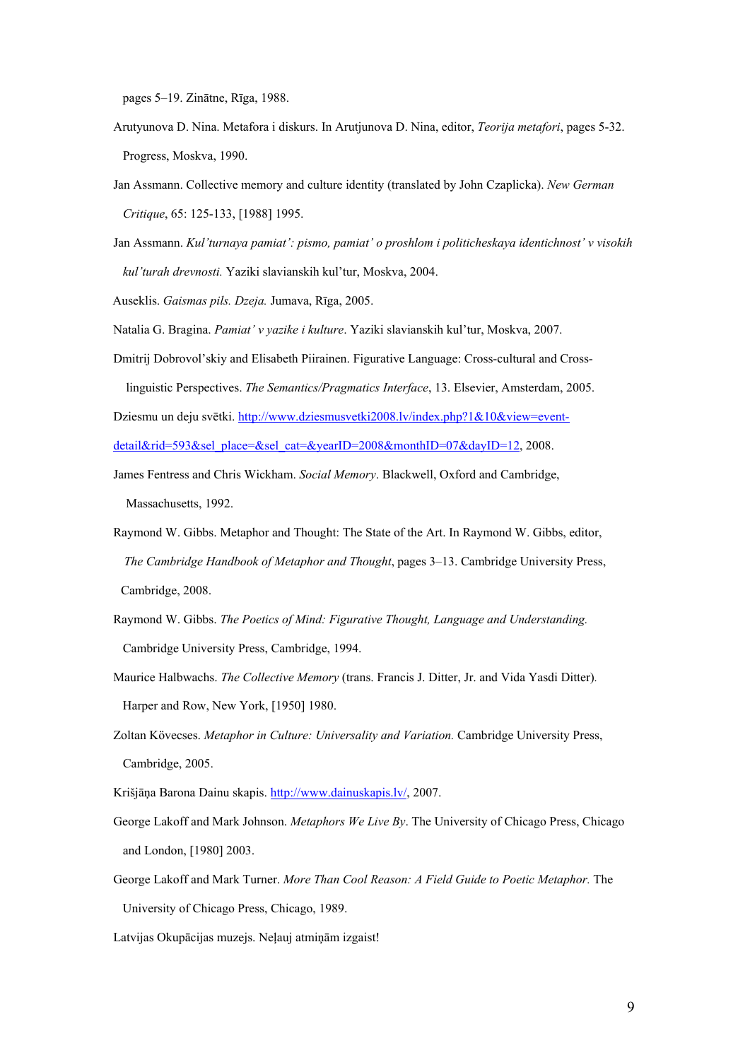pages 5–19. Zinātne, Rīga, 1988.

Arutyunova D. Nina. Metafora i diskurs. In Arutjunova D. Nina, editor, *Teorija metafori*, pages 5-32. Progress, Moskva, 1990.

Jan Assmann. Collective memory and culture identity (translated by John Czaplicka). *New German Critique*, 65: 125-133, [1988] 1995.

Jan Assmann. *Kul'turnaya pamiat': pismo, pamiat' o proshlom i politicheskaya identichnost' v visokih kul'turah drevnosti.* Yaziki slavianskih kul'tur, Moskva, 2004.

Auseklis. *Gaismas pils. Dzeja.* Jumava, Rīga, 2005.

Natalia G. Bragina. *Pamiat' v yazike i kulture*. Yaziki slavianskih kul'tur, Moskva, 2007.

Dmitrij Dobrovol'skiy and Elisabeth Piirainen. Figurative Language: Cross-cultural and Cross-linguistic Perspectives. *The Semantics/Pragmatics Interface*, 13. Elsevier, Amsterdam, 2005.

Dziesmu un deju svētki. http://www.dziesmusvetki2008.lv/index.php?1&10&view=event-detail&rid=593&sel_place=&sel_cat=&yearID=2008&monthID=07&dayID=12, 2008.

James Fentress and Chris Wickham. *Social Memory*. Blackwell, Oxford and Cambridge, Massachusetts, 1992.

Raymond W. Gibbs. Metaphor and Thought: The State of the Art. In Raymond W. Gibbs, editor, *The Cambridge Handbook of Metaphor and Thought*, pages 3–13. Cambridge University Press, Cambridge, 2008.

Raymond W. Gibbs. *The Poetics of Mind: Figurative Thought, Language and Understanding.* Cambridge University Press, Cambridge, 1994.

Maurice Halbwachs. *The Collective Memory* (trans. Francis J. Ditter, Jr. and Vida Yasdi Ditter). Harper and Row, New York, [1950] 1980.

Zoltan Kövecses. *Metaphor in Culture: Universality and Variation.* Cambridge University Press, Cambridge, 2005.

Krišjāņa Barona Dainu skapis. http://www.dainuskapis.lv/, 2007.

George Lakoff and Mark Johnson. *Metaphors We Live By*. The University of Chicago Press, Chicago and London, [1980] 2003.

George Lakoff and Mark Turner. *More Than Cool Reason: A Field Guide to Poetic Metaphor.* The University of Chicago Press, Chicago, 1989.

Latvijas Okupācijas muzejs. Neļauj atmiņām izgaist!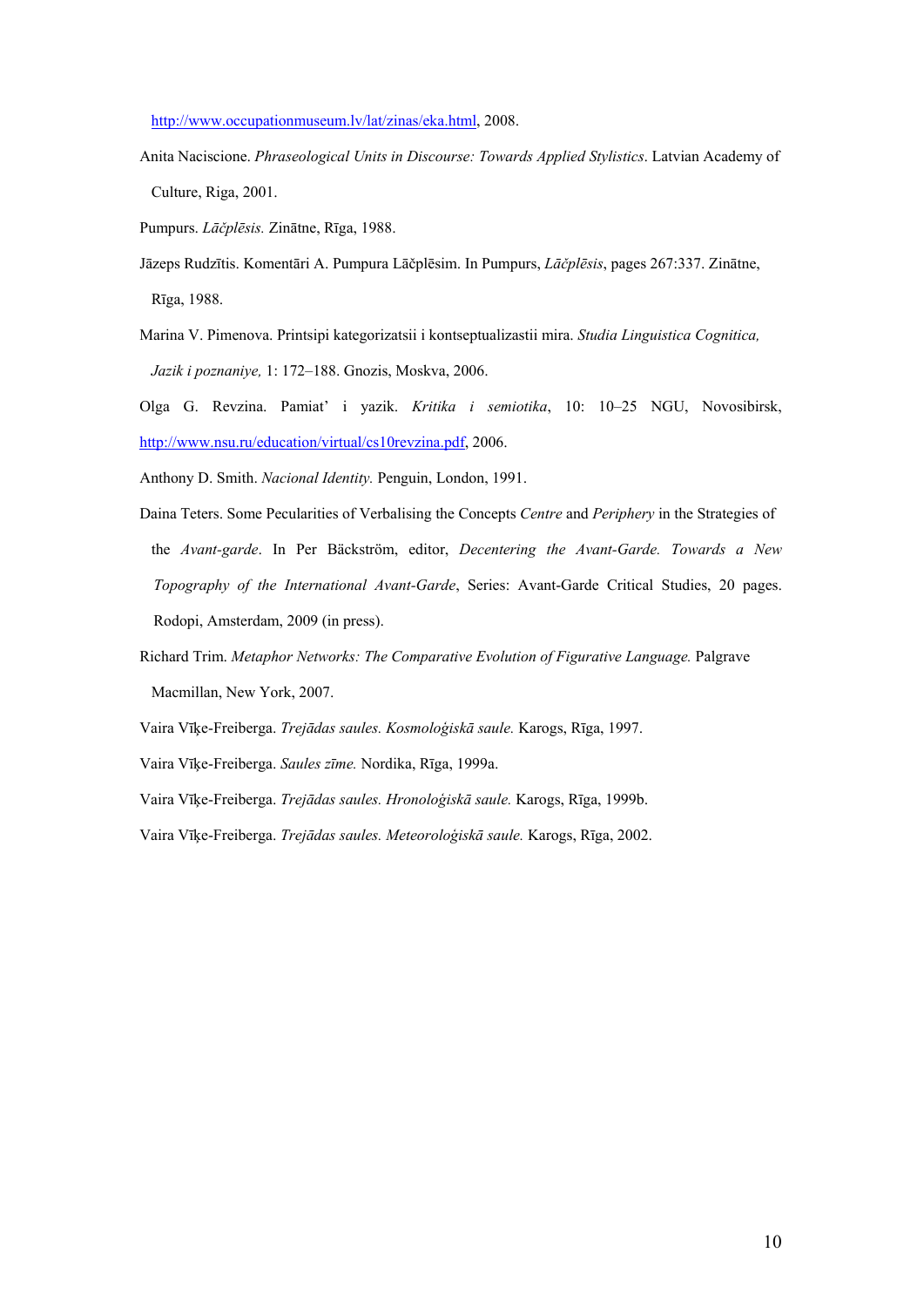http://www.occupationmuseum.lv/lat/zinas/eka.html, 2008.

Anita Naciscione. *Phraseological Units in Discourse: Towards Applied Stylistics*. Latvian Academy of Culture, Riga, 2001.

Pumpurs. *Lāčplēsis.* Zinātne, Rīga, 1988.

Jāzeps Rudzītis. Komentāri A. Pumpura Lāčplēsim. In Pumpurs, *Lāčplēsis*, pages 267:337. Zinātne, Rīga, 1988.

Marina V. Pimenova. Printsipi kategorizatsii i kontseptualizastii mira. *Studia Linguistica Cognitica, Jazik i poznaniye,* 1: 172–188. Gnozis, Moskva, 2006.

Olga G. Revzina. Pamiat' i yazik. *Kritika i semiotika*, 10: 10–25 NGU, Novosibirsk, http://www.nsu.ru/education/virtual/cs10revzina.pdf, 2006.

Anthony D. Smith. *Nacional Identity.* Penguin, London, 1991.

Daina Teters. Some Pecularities of Verbalising the Concepts *Centre* and *Periphery* in the Strategies of the *Avant-garde*. In Per Bäckström, editor, *Decentering the Avant-Garde. Towards a New Topography of the International Avant-Garde*, Series: Avant-Garde Critical Studies, 20 pages. Rodopi, Amsterdam, 2009 (in press).

Richard Trim. *Metaphor Networks: The Comparative Evolution of Figurative Language.* Palgrave Macmillan, New York, 2007.

Vaira Vīķe-Freiberga. *Trejādas saules. Kosmoloģiskā saule.* Karogs, Rīga, 1997.

Vaira Vīķe-Freiberga. *Saules zīme.* Nordika, Rīga, 1999a.

Vaira Vīķe-Freiberga. *Trejādas saules. Hronoloģiskā saule.* Karogs, Rīga, 1999b.

Vaira Vīķe-Freiberga. *Trejādas saules. Meteoroloģiskā saule.* Karogs, Rīga, 2002.